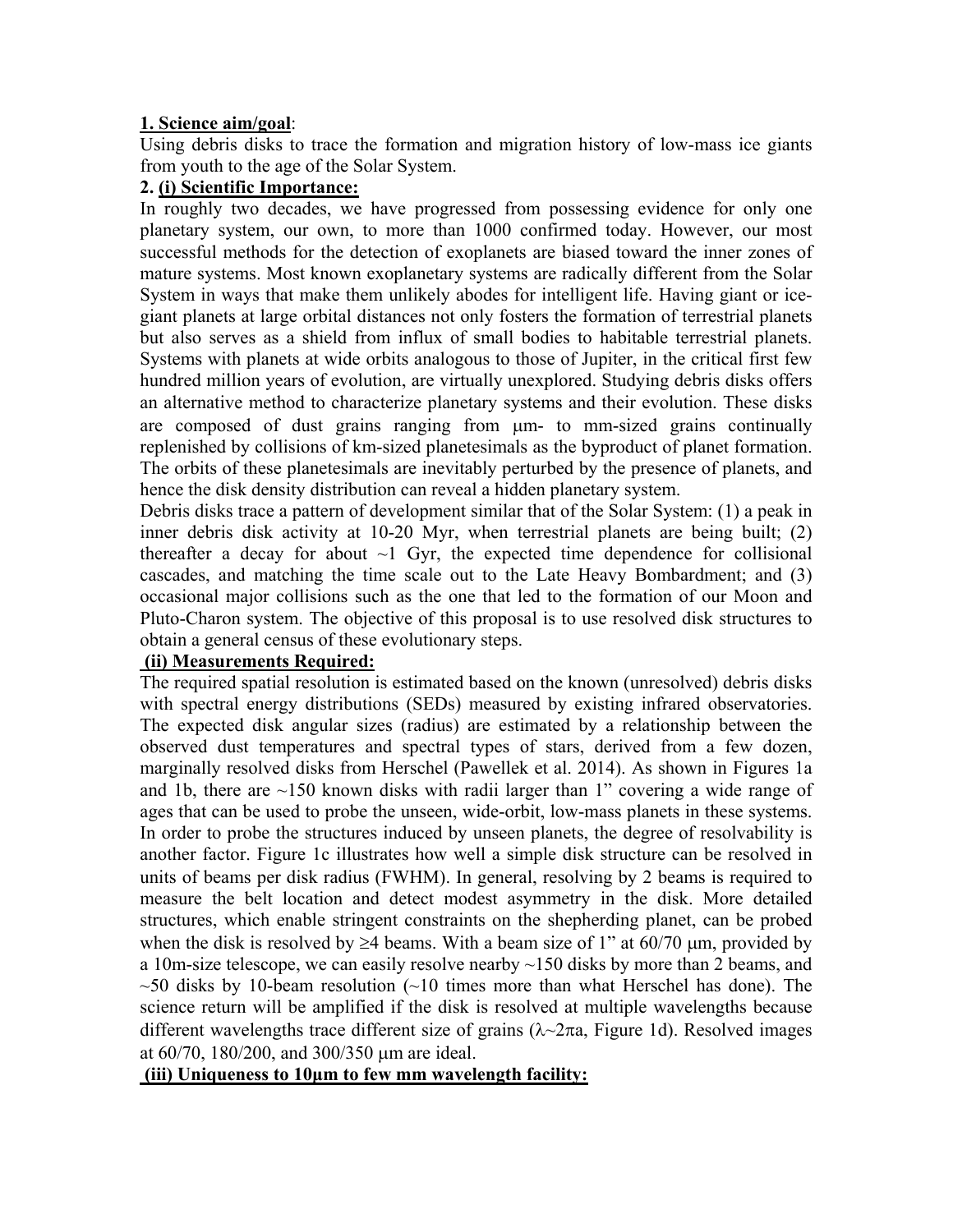**1. Science aim/goal**:

Using debris disks to trace the formation and migration history of low-mass ice giants from youth to the age of the Solar System.

**2. (i) Scientific Importance:**

In roughly two decades, we have progressed from possessing evidence for only one planetary system, our own, to more than 1000 confirmed today. However, our most successful methods for the detection of exoplanets are biased toward the inner zones of mature systems. Most known exoplanetary systems are radically different from the Solar System in ways that make them unlikely abodes for intelligent life. Having giant or ice-giant planets at large orbital distances not only fosters the formation of terrestrial planets but also serves as a shield from influx of small bodies to habitable terrestrial planets. Systems with planets at wide orbits analogous to those of Jupiter, in the critical first few hundred million years of evolution, are virtually unexplored. Studying debris disks offers an alternative method to characterize planetary systems and their evolution. These disks are composed of dust grains ranging from μm- to mm-sized grains continually replenished by collisions of km-sized planetesimals as the byproduct of planet formation. The orbits of these planetesimals are inevitably perturbed by the presence of planets, and hence the disk density distribution can reveal a hidden planetary system.

Debris disks trace a pattern of development similar that of the Solar System: (1) a peak in inner debris disk activity at 10-20 Myr, when terrestrial planets are being built; (2) thereafter a decay for about ~1 Gyr, the expected time dependence for collisional cascades, and matching the time scale out to the Late Heavy Bombardment; and (3) occasional major collisions such as the one that led to the formation of our Moon and Pluto-Charon system. The objective of this proposal is to use resolved disk structures to obtain a general census of these evolutionary steps.

**(ii) Measurements Required:**

The required spatial resolution is estimated based on the known (unresolved) debris disks with spectral energy distributions (SEDs) measured by existing infrared observatories. The expected disk angular sizes (radius) are estimated by a relationship between the observed dust temperatures and spectral types of stars, derived from a few dozen, marginally resolved disks from Herschel (Pawellek et al. 2014). As shown in Figures 1a and 1b, there are ~150 known disks with radii larger than 1" covering a wide range of ages that can be used to probe the unseen, wide-orbit, low-mass planets in these systems. In order to probe the structures induced by unseen planets, the degree of resolvability is another factor. Figure 1c illustrates how well a simple disk structure can be resolved in units of beams per disk radius (FWHM). In general, resolving by 2 beams is required to measure the belt location and detect modest asymmetry in the disk. More detailed structures, which enable stringent constraints on the shepherding planet, can be probed when the disk is resolved by ≥4 beams. With a beam size of 1" at 60/70 μm, provided by a 10m-size telescope, we can easily resolve nearby ~150 disks by more than 2 beams, and ~50 disks by 10-beam resolution (~10 times more than what Herschel has done). The science return will be amplified if the disk is resolved at multiple wavelengths because different wavelengths trace different size of grains ($\lambda \sim 2\pi a$, Figure 1d). Resolved images at 60/70, 180/200, and 300/350 μm are ideal.

**(iii) Uniqueness to 10μm to few mm wavelength facility:**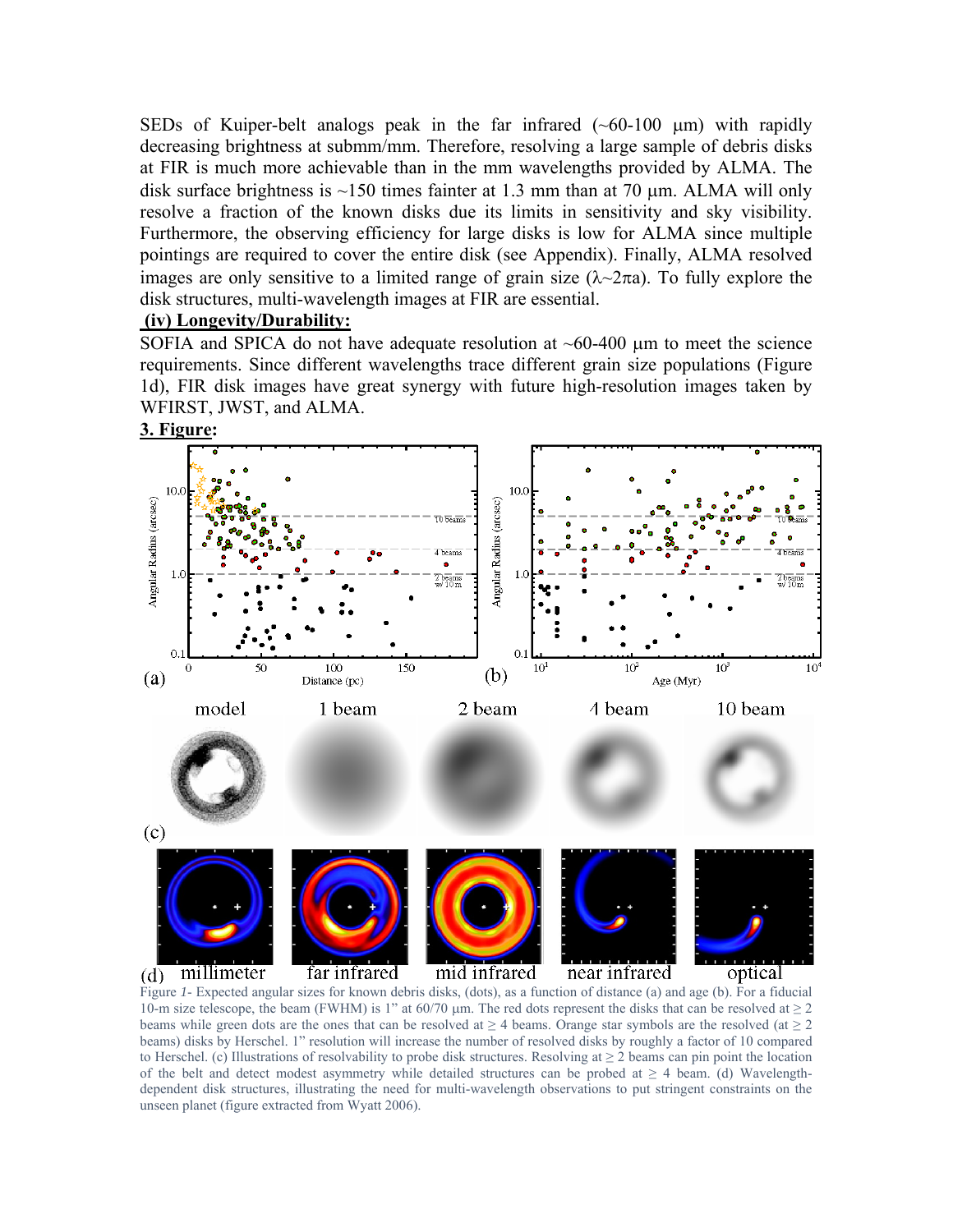SEDs of Kuiper-belt analogs peak in the far infrared (~60-100 μm) with rapidly decreasing brightness at submm/mm. Therefore, resolving a large sample of debris disks at FIR is much more achievable than in the mm wavelengths provided by ALMA. The disk surface brightness is ~150 times fainter at 1.3 mm than at 70 μm. ALMA will only resolve a fraction of the known disks due its limits in sensitivity and sky visibility. Furthermore, the observing efficiency for large disks is low for ALMA since multiple pointings are required to cover the entire disk (see Appendix). Finally, ALMA resolved images are only sensitive to a limited range of grain size ($\lambda \sim 2\pi a$). To fully explore the disk structures, multi-wavelength images at FIR are essential.

**(iv) Longevity/Durability:**

SOFIA and SPICA do not have adequate resolution at ~60-400 μm to meet the science requirements. Since different wavelengths trace different grain size populations (Figure 1d), FIR disk images have great synergy with future high-resolution images taken by WFIRST, JWST, and ALMA.

## 3. Figure:

Figure *1*- Expected angular sizes for known debris disks, (dots), as a function of distance (a) and age (b). For a fiducial 10-m size telescope, the beam (FWHM) is 1" at 60/70 μm. The red dots represent the disks that can be resolved at ≥ 2 beams while green dots are the ones that can be resolved at ≥ 4 beams. Orange star symbols are the resolved (at ≥ 2 beams) disks by Herschel. 1" resolution will increase the number of resolved disks by roughly a factor of 10 compared to Herschel. (c) Illustrations of resolvability to probe disk structures. Resolving at ≥ 2 beams can pin point the location of the belt and detect modest asymmetry while detailed structures can be probed at ≥ 4 beam. (d) Wavelength-dependent disk structures, illustrating the need for multi-wavelength observations to put stringent constraints on the unseen planet (figure extracted from Wyatt 2006).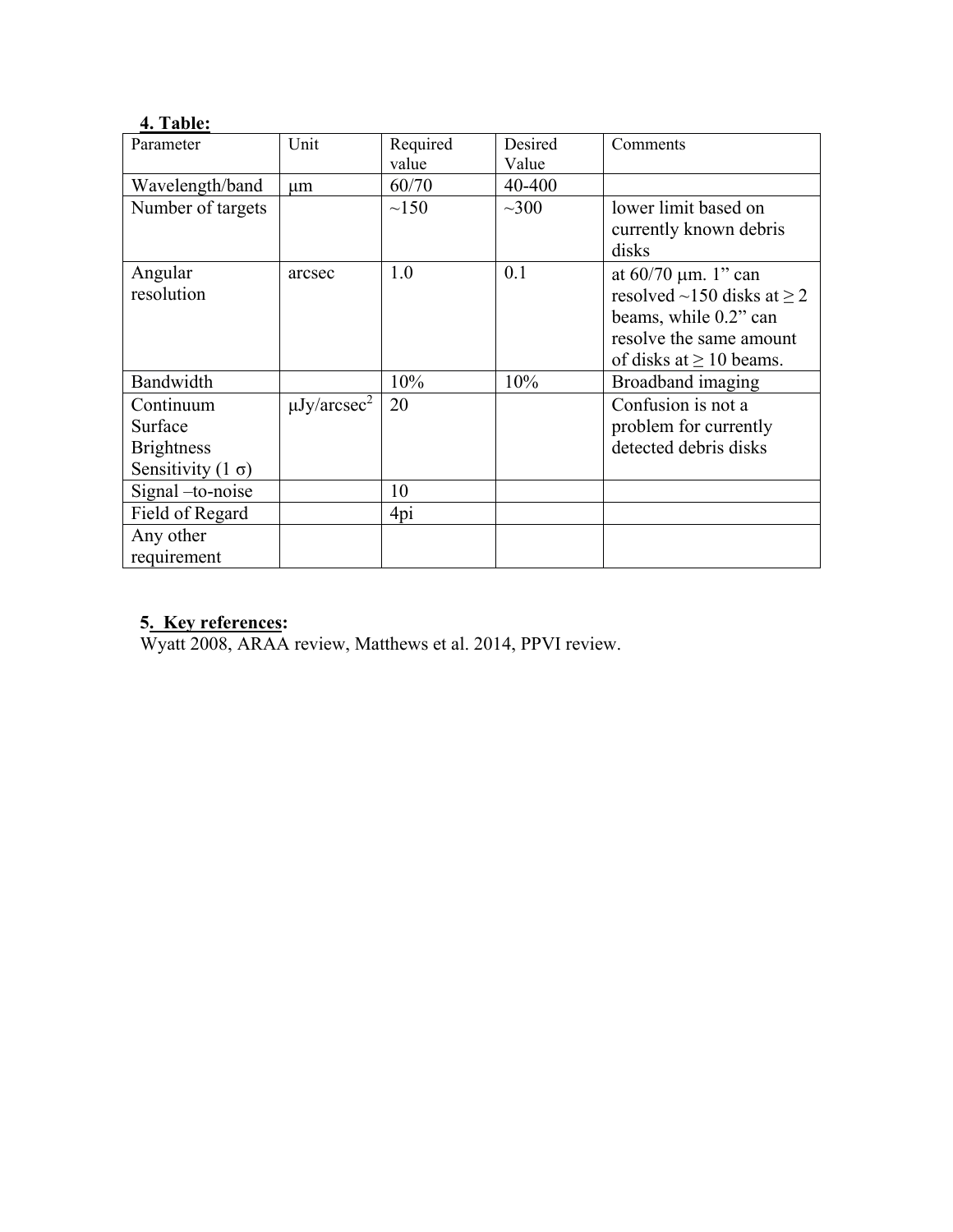**4. Table:**

| Parameter | Unit | Required value | Desired Value | Comments |
|---|---|---|---|---|
| Wavelength/band | μm | 60/70 | 40-400 | |
| Number of targets | | ~150 | ~300 | lower limit based on currently known debris disks |
| Angular resolution | arcsec | 1.0 | 0.1 | at 60/70 μm. 1" can resolved ~150 disks at ≥ 2 beams, while 0.2" can resolve the same amount of disks at ≥ 10 beams. |
| Bandwidth | | 10% | 10% | Broadband imaging |
| Continuum Surface Brightness Sensitivity (1 σ) | $\mu Jy/arcsec^2$ | 20 | | Confusion is not a problem for currently detected debris disks |
| Signal –to-noise | | 10 | | |
| Field of Regard | | 4pi | | |
| Any other requirement | | | | |

**5. Key references:**

Wyatt 2008, ARAA review, Matthews et al. 2014, PPVI review.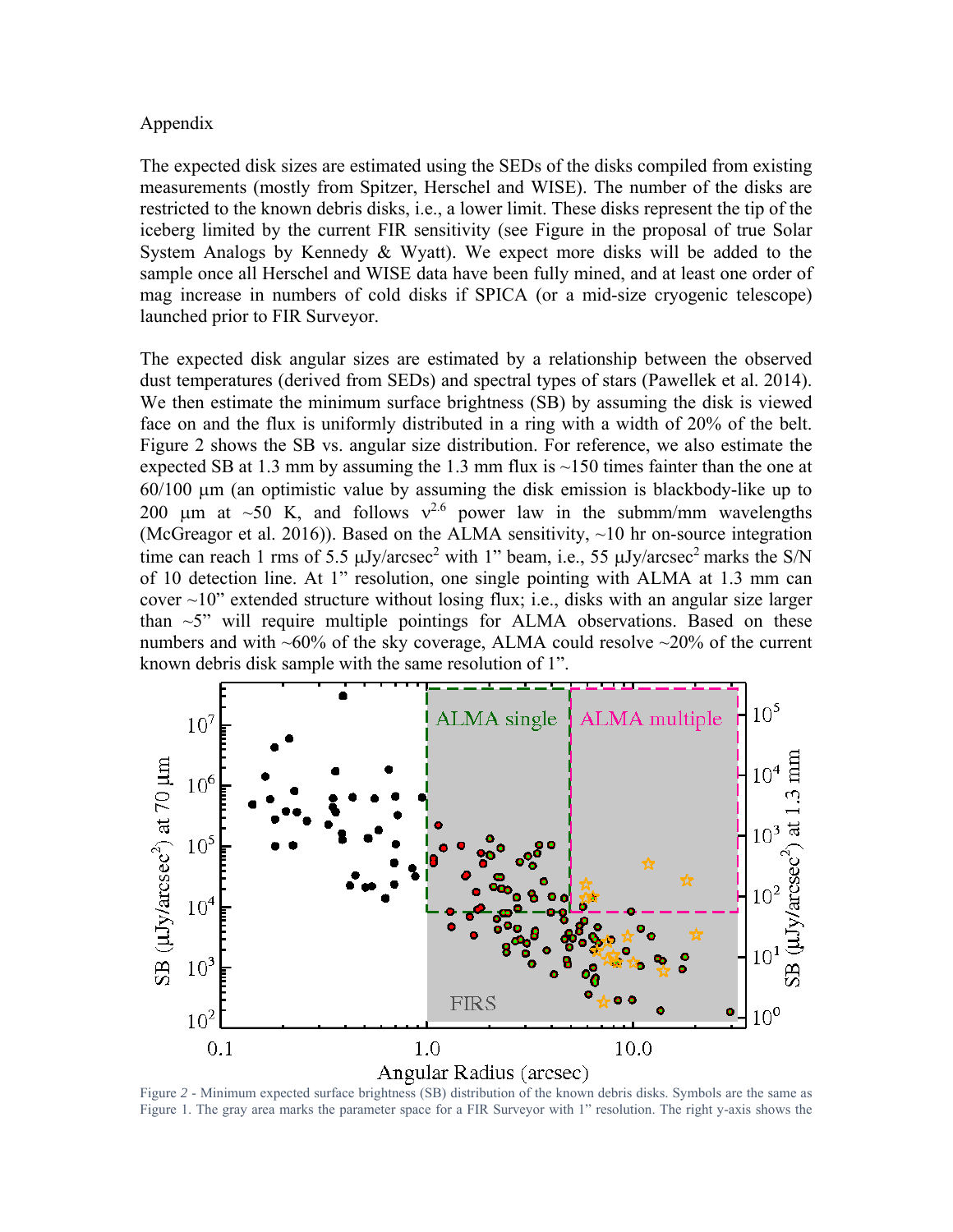Appendix

The expected disk sizes are estimated using the SEDs of the disks compiled from existing measurements (mostly from Spitzer, Herschel and WISE). The number of the disks are restricted to the known debris disks, i.e., a lower limit. These disks represent the tip of the iceberg limited by the current FIR sensitivity (see Figure in the proposal of true Solar System Analogs by Kennedy & Wyatt). We expect more disks will be added to the sample once all Herschel and WISE data have been fully mined, and at least one order of mag increase in numbers of cold disks if SPICA (or a mid-size cryogenic telescope) launched prior to FIR Surveyor.

The expected disk angular sizes are estimated by a relationship between the observed dust temperatures (derived from SEDs) and spectral types of stars (Pawellek et al. 2014). We then estimate the minimum surface brightness (SB) by assuming the disk is viewed face on and the flux is uniformly distributed in a ring with a width of 20% of the belt. Figure 2 shows the SB vs. angular size distribution. For reference, we also estimate the expected SB at 1.3 mm by assuming the 1.3 mm flux is ~150 times fainter than the one at 60/100 μm (an optimistic value by assuming the disk emission is blackbody-like up to 200 μm at ~50 K, and follows $\nu^{2.6}$ power law in the submm/mm wavelengths (McGreagor et al. 2016)). Based on the ALMA sensitivity, ~10 hr on-source integration time can reach 1 rms of 5.5 μJy/arcsec$^2$ with 1" beam, i.e., 55 μJy/arcsec$^2$ marks the S/N of 10 detection line. At 1" resolution, one single pointing with ALMA at 1.3 mm can cover ~10" extended structure without losing flux; i.e., disks with an angular size larger than ~5" will require multiple pointings for ALMA observations. Based on these numbers and with ~60% of the sky coverage, ALMA could resolve ~20% of the current known debris disk sample with the same resolution of 1".

Figure 2 - Minimum expected surface brightness (SB) distribution of the known debris disks. Symbols are the same as Figure 1. The gray area marks the parameter space for a FIR Surveyor with 1" resolution. The right y-axis shows the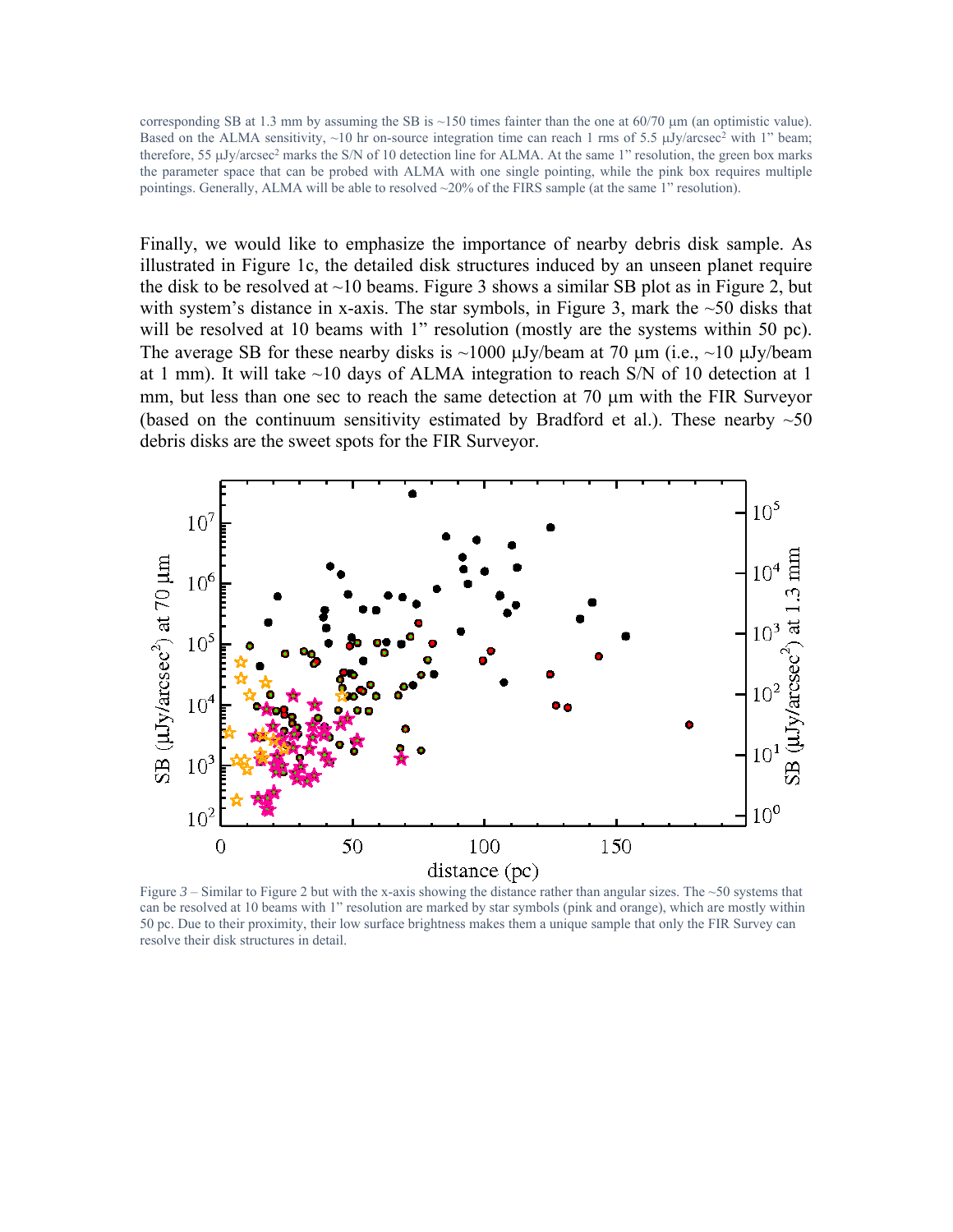corresponding SB at 1.3 mm by assuming the SB is ~150 times fainter than the one at 60/70 μm (an optimistic value). Based on the ALMA sensitivity, ~10 hr on-source integration time can reach 1 rms of 5.5 μJy/arcsec$^2$ with 1" beam; therefore, 55 μJy/arcsec$^2$ marks the S/N of 10 detection line for ALMA. At the same 1" resolution, the green box marks the parameter space that can be probed with ALMA with one single pointing, while the pink box requires multiple pointings. Generally, ALMA will be able to resolved ~20% of the FIRS sample (at the same 1" resolution).

Finally, we would like to emphasize the importance of nearby debris disk sample. As illustrated in Figure 1c, the detailed disk structures induced by an unseen planet require the disk to be resolved at ~10 beams. Figure 3 shows a similar SB plot as in Figure 2, but with system's distance in x-axis. The star symbols, in Figure 3, mark the ~50 disks that will be resolved at 10 beams with 1" resolution (mostly are the systems within 50 pc). The average SB for these nearby disks is ~1000 μJy/beam at 70 μm (i.e., ~10 μJy/beam at 1 mm). It will take ~10 days of ALMA integration to reach S/N of 10 detection at 1 mm, but less than one sec to reach the same detection at 70 μm with the FIR Surveyor (based on the continuum sensitivity estimated by Bradford et al.). These nearby ~50 debris disks are the sweet spots for the FIR Surveyor.

SB (μJy/arcsec$^2$) at 70 μm

$10^2$
$10^3$
$10^4$
$10^5$
$10^6$
$10^7$

SB (μJy/arcsec$^2$) at 1.3 mm

$10^0$
$10^1$
$10^2$
$10^3$
$10^4$
$10^5$

0
50
100
150

distance (pc)

Figure 3 – Similar to Figure 2 but with the x-axis showing the distance rather than angular sizes. The ~50 systems that can be resolved at 10 beams with 1" resolution are marked by star symbols (pink and orange), which are mostly within 50 pc. Due to their proximity, their low surface brightness makes them a unique sample that only the FIR Survey can resolve their disk structures in detail.